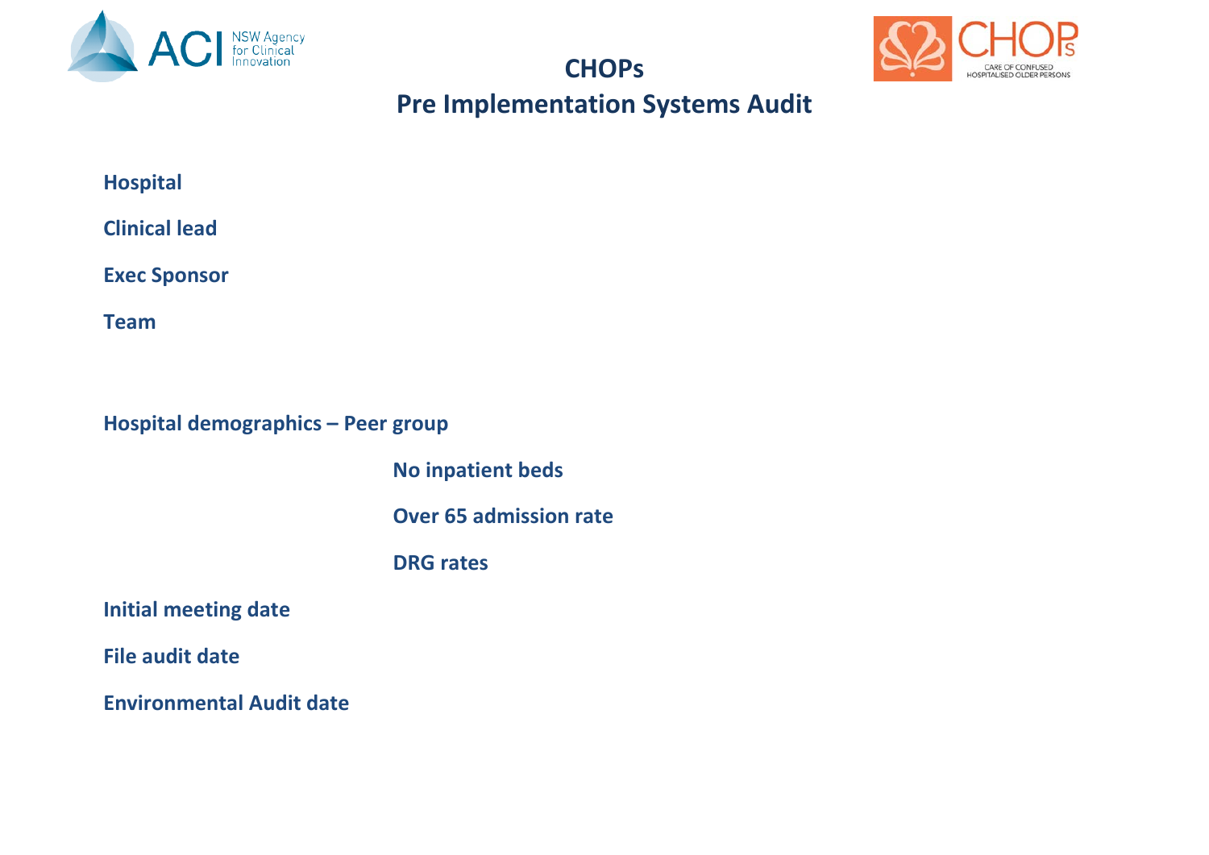# CHOPs

## Pre Implementation Systems Audit

**Hospital**

**Clinical lead**

**Exec Sponsor**

**Team**

**Hospital demographics – Peer group**

**No inpatient beds**

**Over 65 admission rate**

**DRG rates**

**Initial meeting date**

**File audit date**

**Environmental Audit date**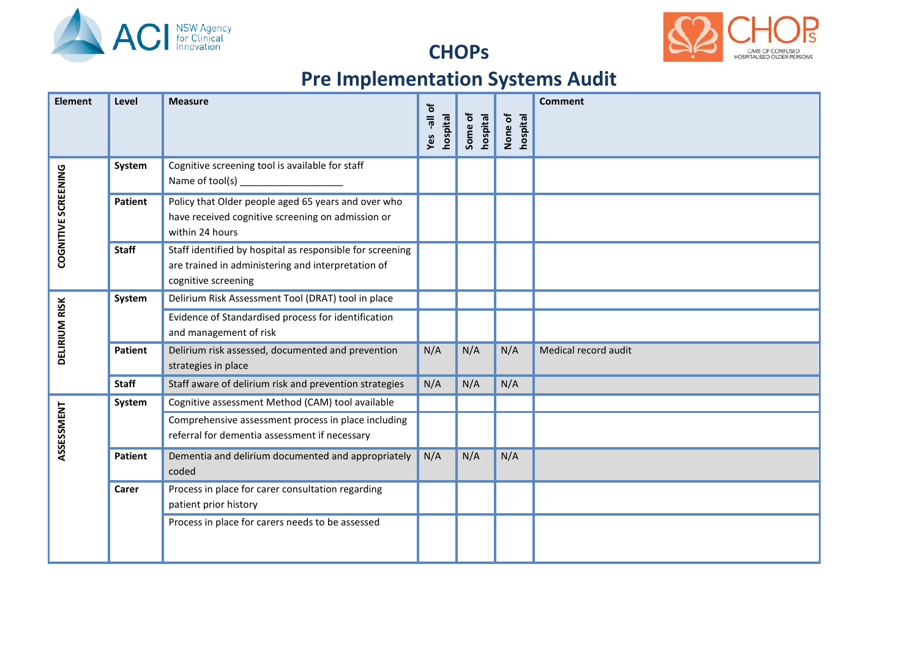## CHOPs

# Pre Implementation Systems Audit

| Element | Level | Measure | Yes -all of hospital | Some of hospital | None of hospital | Comment |
|---|---|---|---|---|---|---|
| COGNITIVE SCREENING | System | Cognitive screening tool is available for staff<br>Name of tool(s) __________________ | | | | |
| | Patient | Policy that Older people aged 65 years and over who have received cognitive screening on admission or within 24 hours | | | | |
| | Staff | Staff identified by hospital as responsible for screening are trained in administering and interpretation of cognitive screening | | | | |
| DELIRIUM RISK | System | Delirium Risk Assessment Tool (DRAT) tool in place | | | | |
| | | Evidence of Standardised process for identification and management of risk | | | | |
| | Patient | Delirium risk assessed, documented and prevention strategies in place | N/A | N/A | N/A | Medical record audit |
| | Staff | Staff aware of delirium risk and prevention strategies | N/A | N/A | N/A | |
| ASSESSMENT | System | Cognitive assessment Method (CAM) tool available | | | | |
| | | Comprehensive assessment process in place including referral for dementia assessment if necessary | | | | |
| | Patient | Dementia and delirium documented and appropriately coded | N/A | N/A | N/A | |
| | Carer | Process in place for carer consultation regarding patient prior history | | | | |
| | | Process in place for carers needs to be assessed | | | | |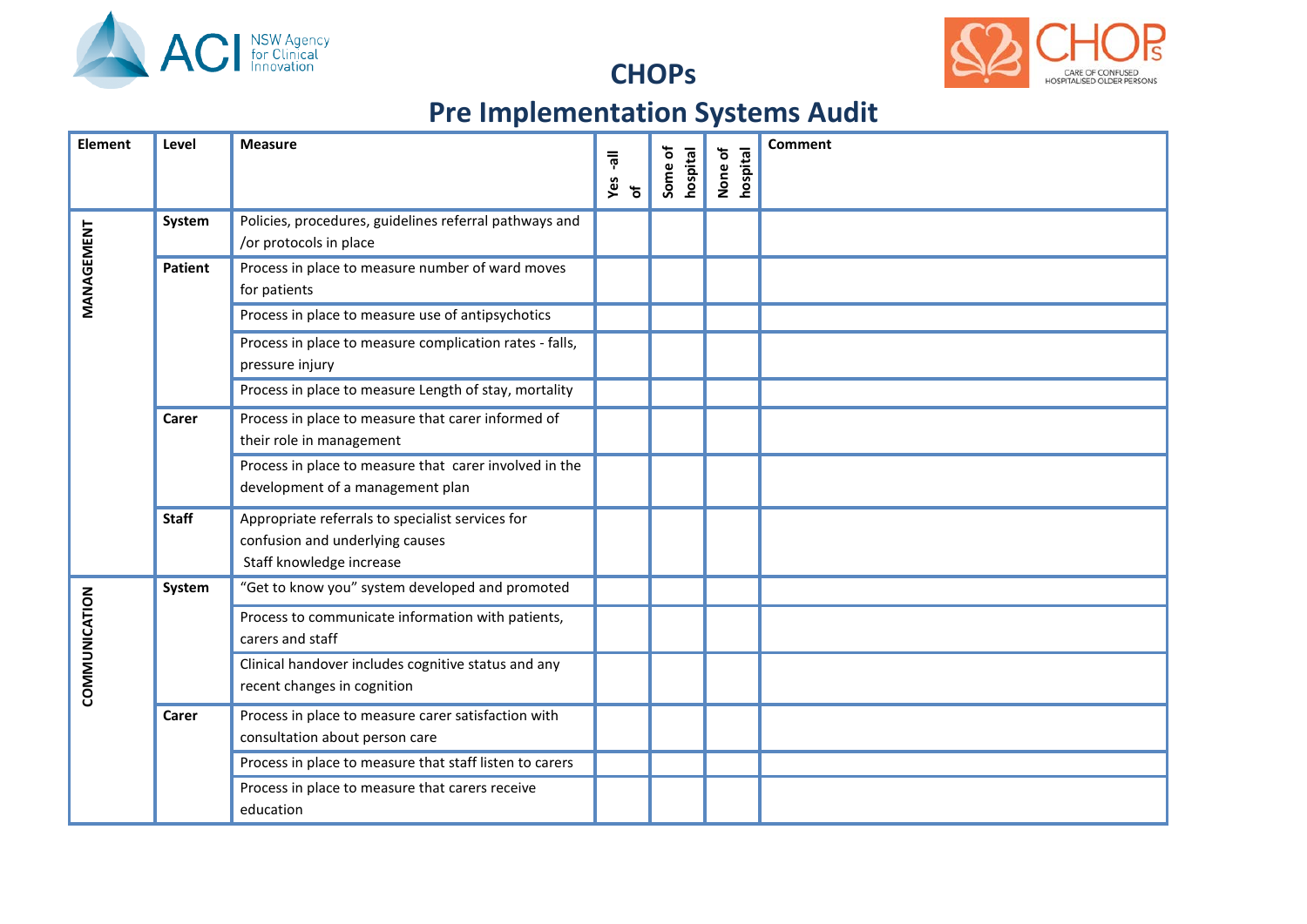# CHOPs

# Pre Implementation Systems Audit

| Element | Level | Measure | Yes -all of | Some of hospital | None of hospital | Comment |
|---|---|---|---|---|---|---|
| MANAGEMENT | System | Policies, procedures, guidelines referral pathways and /or protocols in place | | | | |
| | Patient | Process in place to measure number of ward moves for patients | | | | |
| | | Process in place to measure use of antipsychotics | | | | |
| | | Process in place to measure complication rates - falls, pressure injury | | | | |
| | | Process in place to measure Length of stay, mortality | | | | |
| | Carer | Process in place to measure that carer informed of their role in management | | | | |
| | | Process in place to measure that carer involved in the development of a management plan | | | | |
| | Staff | Appropriate referrals to specialist services for confusion and underlying causes<br>Staff knowledge increase | | | | |
| COMMUNICATION | System | "Get to know you" system developed and promoted | | | | |
| | | Process to communicate information with patients, carers and staff | | | | |
| | | Clinical handover includes cognitive status and any recent changes in cognition | | | | |
| | Carer | Process in place to measure carer satisfaction with consultation about person care | | | | |
| | | Process in place to measure that staff listen to carers | | | | |
| | | Process in place to measure that carers receive education | | | | |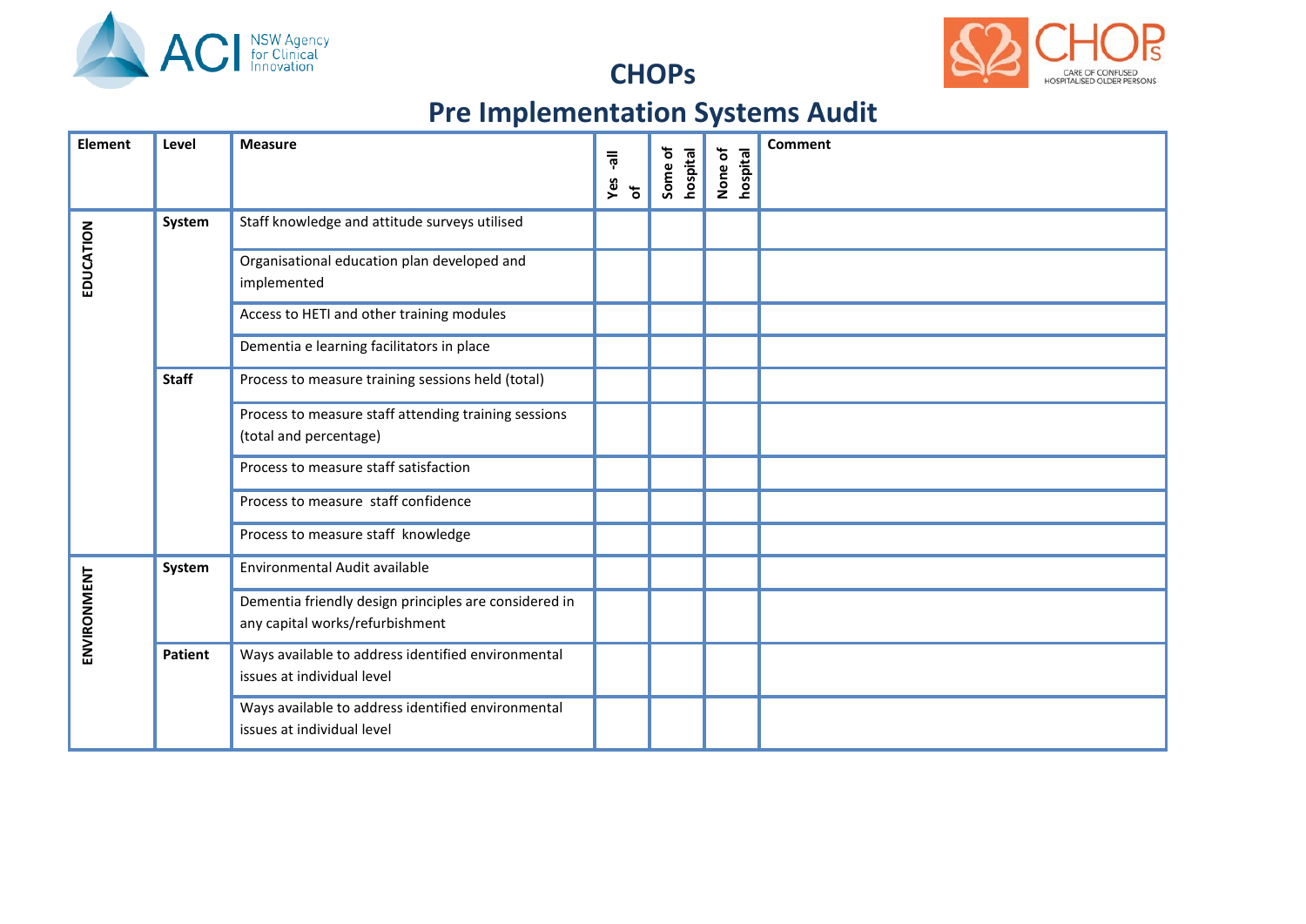# CHOPs

## Pre Implementation Systems Audit

| Element | Level | Measure | Yes -all of | Some of hospital | None of hospital | Comment |
|---|---|---|---|---|---|---|
| EDUCATION | System | Staff knowledge and attitude surveys utilised | | | | |
| | | Organisational education plan developed and implemented | | | | |
| | | Access to HETI and other training modules | | | | |
| | | Dementia e learning facilitators in place | | | | |
| | Staff | Process to measure training sessions held (total) | | | | |
| | | Process to measure staff attending training sessions (total and percentage) | | | | |
| | | Process to measure staff satisfaction | | | | |
| | | Process to measure staff confidence | | | | |
| | | Process to measure staff knowledge | | | | |
| ENVIRONMENT | System | Environmental Audit available | | | | |
| | | Dementia friendly design principles are considered in any capital works/refurbishment | | | | |
| | Patient | Ways available to address identified environmental issues at individual level | | | | |
| | | Ways available to address identified environmental issues at individual level | | | | |